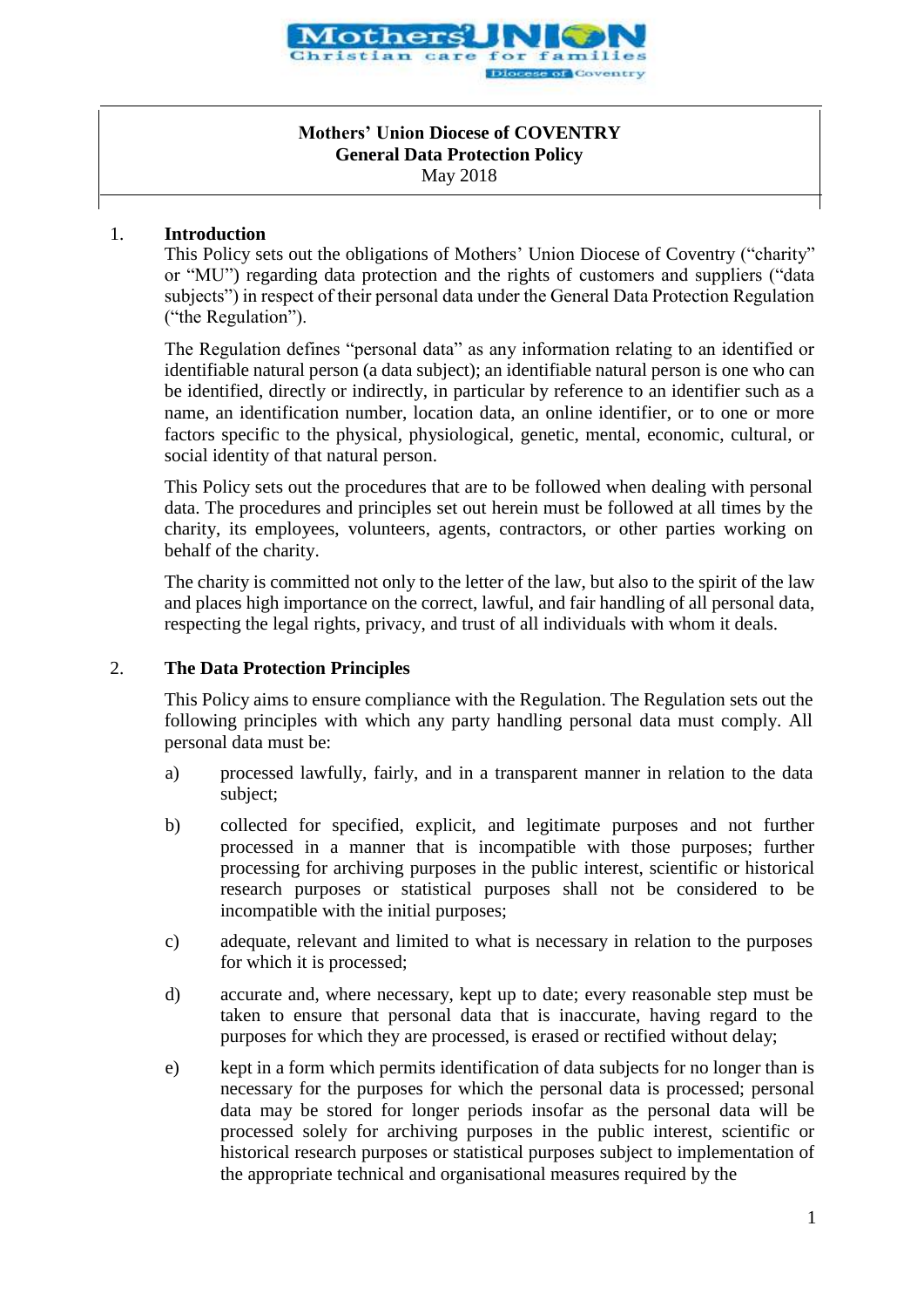**Mothers' Union Diocese of COVENTRY**
**General Data Protection Policy**
May 2018

## 1. Introduction

This Policy sets out the obligations of Mothers' Union Diocese of Coventry ("charity" or "MU") regarding data protection and the rights of customers and suppliers ("data subjects") in respect of their personal data under the General Data Protection Regulation ("the Regulation").

The Regulation defines "personal data" as any information relating to an identified or identifiable natural person (a data subject); an identifiable natural person is one who can be identified, directly or indirectly, in particular by reference to an identifier such as a name, an identification number, location data, an online identifier, or to one or more factors specific to the physical, physiological, genetic, mental, economic, cultural, or social identity of that natural person.

This Policy sets out the procedures that are to be followed when dealing with personal data. The procedures and principles set out herein must be followed at all times by the charity, its employees, volunteers, agents, contractors, or other parties working on behalf of the charity.

The charity is committed not only to the letter of the law, but also to the spirit of the law and places high importance on the correct, lawful, and fair handling of all personal data, respecting the legal rights, privacy, and trust of all individuals with whom it deals.

## 2. The Data Protection Principles

This Policy aims to ensure compliance with the Regulation. The Regulation sets out the following principles with which any party handling personal data must comply. All personal data must be:

a) processed lawfully, fairly, and in a transparent manner in relation to the data subject;

b) collected for specified, explicit, and legitimate purposes and not further processed in a manner that is incompatible with those purposes; further processing for archiving purposes in the public interest, scientific or historical research purposes or statistical purposes shall not be considered to be incompatible with the initial purposes;

c) adequate, relevant and limited to what is necessary in relation to the purposes for which it is processed;

d) accurate and, where necessary, kept up to date; every reasonable step must be taken to ensure that personal data that is inaccurate, having regard to the purposes for which they are processed, is erased or rectified without delay;

e) kept in a form which permits identification of data subjects for no longer than is necessary for the purposes for which the personal data is processed; personal data may be stored for longer periods insofar as the personal data will be processed solely for archiving purposes in the public interest, scientific or historical research purposes or statistical purposes subject to implementation of the appropriate technical and organisational measures required by the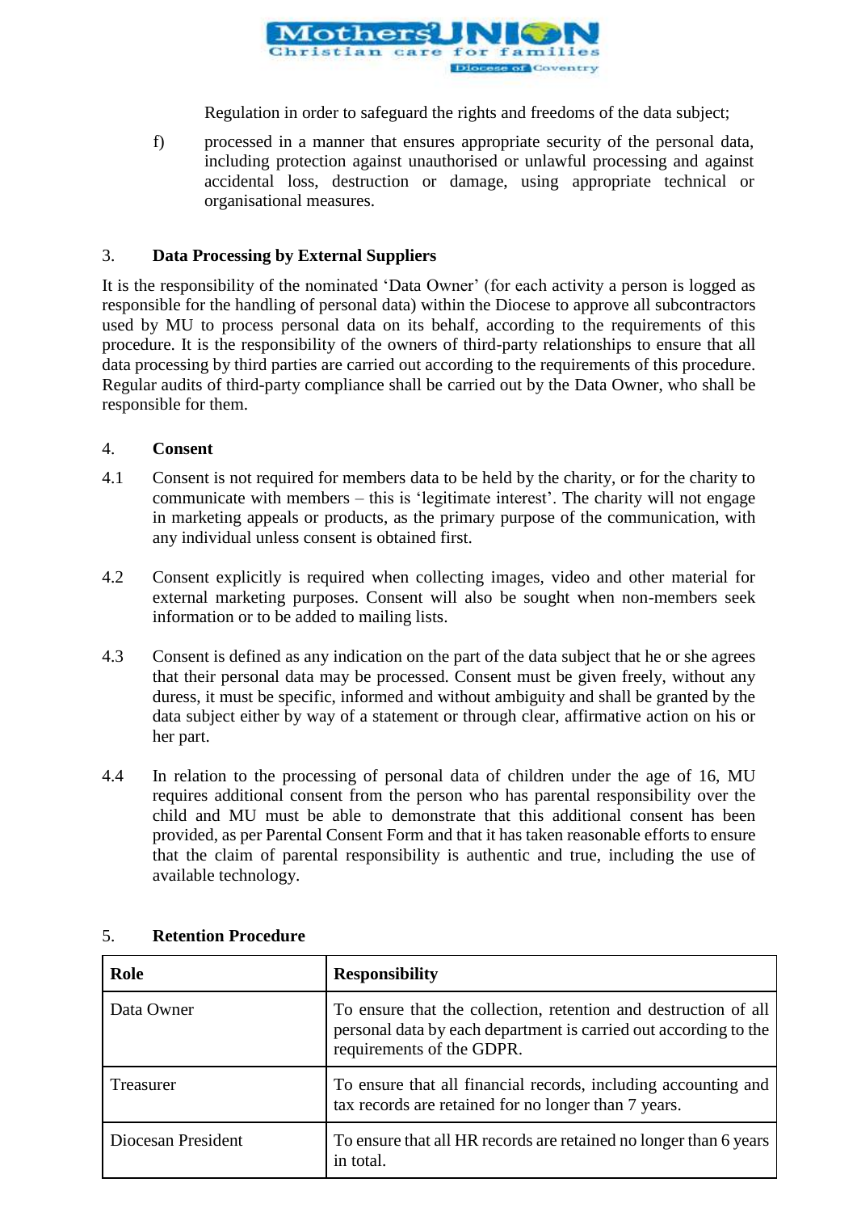Regulation in order to safeguard the rights and freedoms of the data subject;

f) processed in a manner that ensures appropriate security of the personal data, including protection against unauthorised or unlawful processing and against accidental loss, destruction or damage, using appropriate technical or organisational measures.

## 3. Data Processing by External Suppliers

It is the responsibility of the nominated 'Data Owner' (for each activity a person is logged as responsible for the handling of personal data) within the Diocese to approve all subcontractors used by MU to process personal data on its behalf, according to the requirements of this procedure. It is the responsibility of the owners of third-party relationships to ensure that all data processing by third parties are carried out according to the requirements of this procedure. Regular audits of third-party compliance shall be carried out by the Data Owner, who shall be responsible for them.

## 4. Consent

4.1 Consent is not required for members data to be held by the charity, or for the charity to communicate with members – this is 'legitimate interest'. The charity will not engage in marketing appeals or products, as the primary purpose of the communication, with any individual unless consent is obtained first.

4.2 Consent explicitly is required when collecting images, video and other material for external marketing purposes. Consent will also be sought when non-members seek information or to be added to mailing lists.

4.3 Consent is defined as any indication on the part of the data subject that he or she agrees that their personal data may be processed. Consent must be given freely, without any duress, it must be specific, informed and without ambiguity and shall be granted by the data subject either by way of a statement or through clear, affirmative action on his or her part.

4.4 In relation to the processing of personal data of children under the age of 16, MU requires additional consent from the person who has parental responsibility over the child and MU must be able to demonstrate that this additional consent has been provided, as per Parental Consent Form and that it has taken reasonable efforts to ensure that the claim of parental responsibility is authentic and true, including the use of available technology.

## 5. Retention Procedure

| Role | Responsibility |
|---|---|
| Data Owner | To ensure that the collection, retention and destruction of all personal data by each department is carried out according to the requirements of the GDPR. |
| Treasurer | To ensure that all financial records, including accounting and tax records are retained for no longer than 7 years. |
| Diocesan President | To ensure that all HR records are retained no longer than 6 years in total. |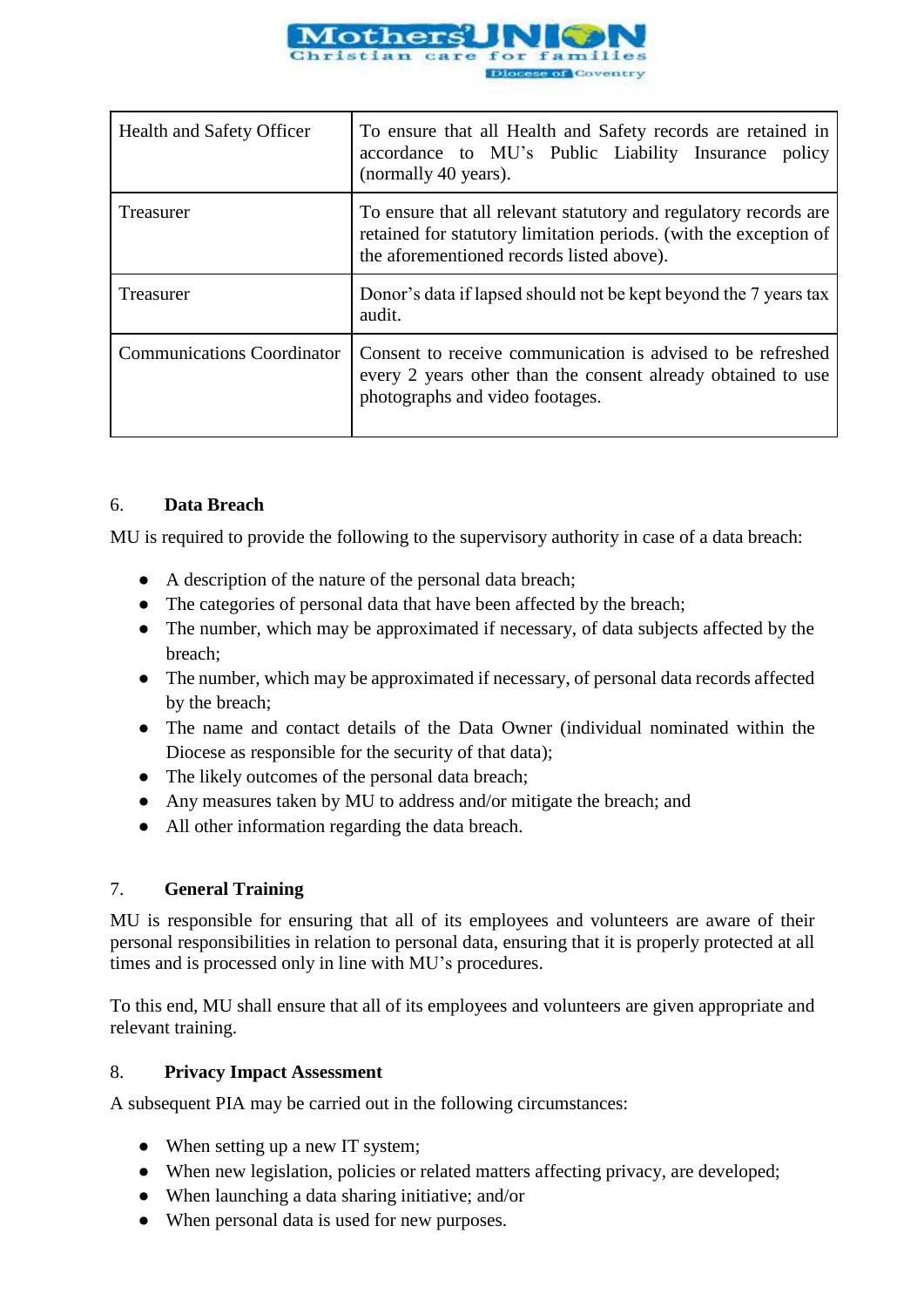| Health and Safety Officer | To ensure that all Health and Safety records are retained in accordance to MU's Public Liability Insurance policy (normally 40 years). |
|---|---|
| Treasurer | To ensure that all relevant statutory and regulatory records are retained for statutory limitation periods. (with the exception of the aforementioned records listed above). |
| Treasurer | Donor's data if lapsed should not be kept beyond the 7 years tax audit. |
| Communications Coordinator | Consent to receive communication is advised to be refreshed every 2 years other than the consent already obtained to use photographs and video footages. |

## 6. Data Breach

MU is required to provide the following to the supervisory authority in case of a data breach:

- A description of the nature of the personal data breach;
- The categories of personal data that have been affected by the breach;
- The number, which may be approximated if necessary, of data subjects affected by the breach;
- The number, which may be approximated if necessary, of personal data records affected by the breach;
- The name and contact details of the Data Owner (individual nominated within the Diocese as responsible for the security of that data);
- The likely outcomes of the personal data breach;
- Any measures taken by MU to address and/or mitigate the breach; and
- All other information regarding the data breach.

## 7. General Training

MU is responsible for ensuring that all of its employees and volunteers are aware of their personal responsibilities in relation to personal data, ensuring that it is properly protected at all times and is processed only in line with MU's procedures.

To this end, MU shall ensure that all of its employees and volunteers are given appropriate and relevant training.

## 8. Privacy Impact Assessment

A subsequent PIA may be carried out in the following circumstances:

- When setting up a new IT system;
- When new legislation, policies or related matters affecting privacy, are developed;
- When launching a data sharing initiative; and/or
- When personal data is used for new purposes.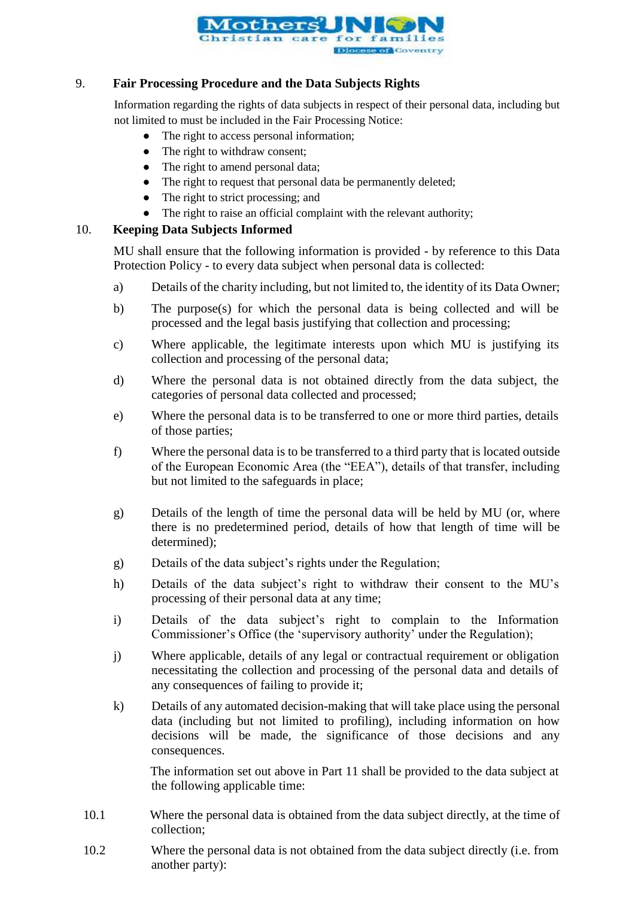9. **Fair Processing Procedure and the Data Subjects Rights**

Information regarding the rights of data subjects in respect of their personal data, including but not limited to must be included in the Fair Processing Notice:

- The right to access personal information;
- The right to withdraw consent;
- The right to amend personal data;
- The right to request that personal data be permanently deleted;
- The right to strict processing; and
- The right to raise an official complaint with the relevant authority;

10. **Keeping Data Subjects Informed**

MU shall ensure that the following information is provided - by reference to this Data Protection Policy - to every data subject when personal data is collected:

a) Details of the charity including, but not limited to, the identity of its Data Owner;

b) The purpose(s) for which the personal data is being collected and will be processed and the legal basis justifying that collection and processing;

c) Where applicable, the legitimate interests upon which MU is justifying its collection and processing of the personal data;

d) Where the personal data is not obtained directly from the data subject, the categories of personal data collected and processed;

e) Where the personal data is to be transferred to one or more third parties, details of those parties;

f) Where the personal data is to be transferred to a third party that is located outside of the European Economic Area (the "EEA"), details of that transfer, including but not limited to the safeguards in place;

g) Details of the length of time the personal data will be held by MU (or, where there is no predetermined period, details of how that length of time will be determined);

g) Details of the data subject's rights under the Regulation;

h) Details of the data subject's right to withdraw their consent to the MU's processing of their personal data at any time;

i) Details of the data subject's right to complain to the Information Commissioner's Office (the 'supervisory authority' under the Regulation);

j) Where applicable, details of any legal or contractual requirement or obligation necessitating the collection and processing of the personal data and details of any consequences of failing to provide it;

k) Details of any automated decision-making that will take place using the personal data (including but not limited to profiling), including information on how decisions will be made, the significance of those decisions and any consequences.

The information set out above in Part 11 shall be provided to the data subject at the following applicable time:

10.1 Where the personal data is obtained from the data subject directly, at the time of collection;

10.2 Where the personal data is not obtained from the data subject directly (i.e. from another party):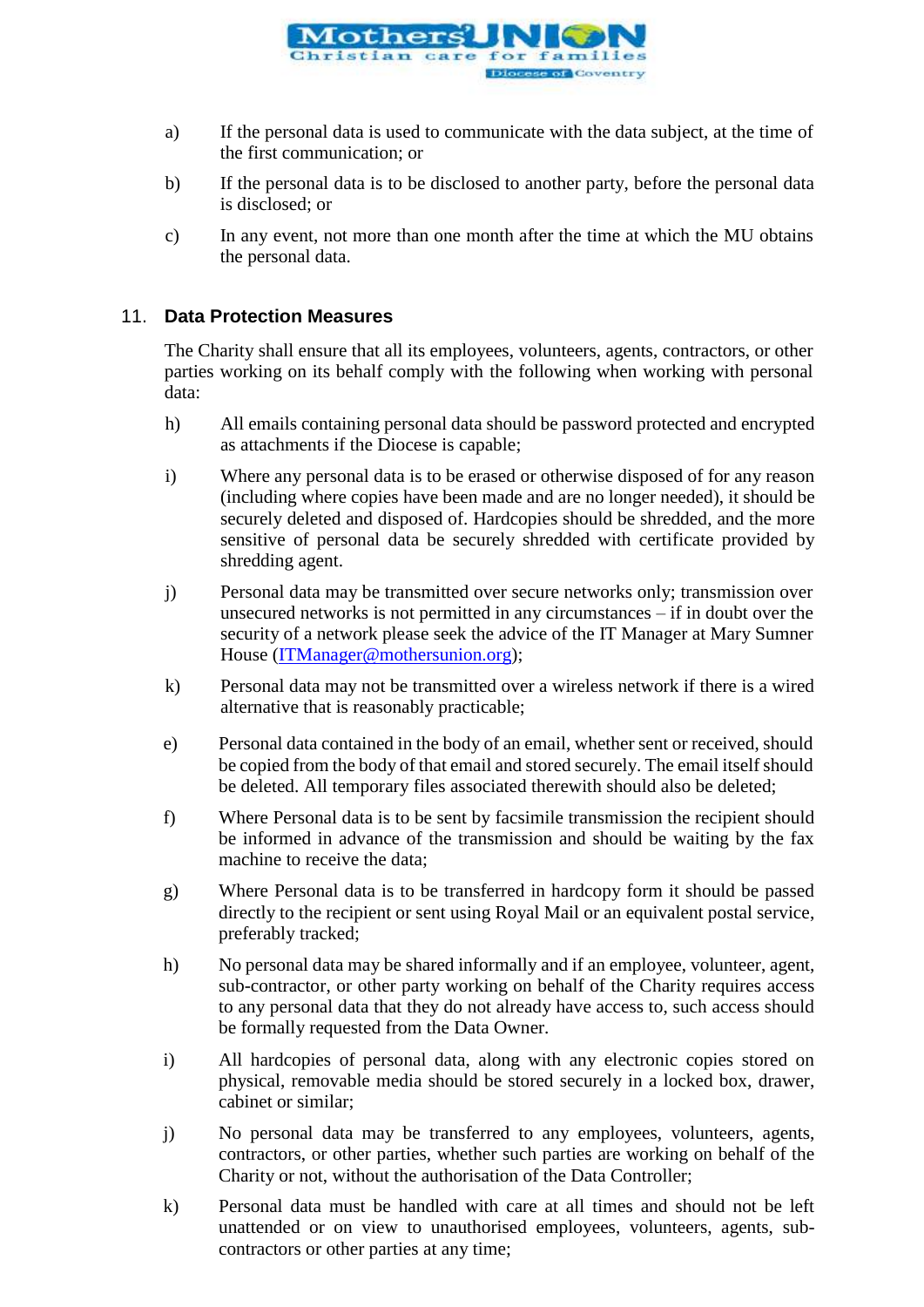a) If the personal data is used to communicate with the data subject, at the time of the first communication; or

b) If the personal data is to be disclosed to another party, before the personal data is disclosed; or

c) In any event, not more than one month after the time at which the MU obtains the personal data.

## 11. Data Protection Measures

The Charity shall ensure that all its employees, volunteers, agents, contractors, or other parties working on its behalf comply with the following when working with personal data:

h) All emails containing personal data should be password protected and encrypted as attachments if the Diocese is capable;

i) Where any personal data is to be erased or otherwise disposed of for any reason (including where copies have been made and are no longer needed), it should be securely deleted and disposed of. Hardcopies should be shredded, and the more sensitive of personal data be securely shredded with certificate provided by shredding agent.

j) Personal data may be transmitted over secure networks only; transmission over unsecured networks is not permitted in any circumstances – if in doubt over the security of a network please seek the advice of the IT Manager at Mary Sumner House (ITManager@mothersunion.org);

k) Personal data may not be transmitted over a wireless network if there is a wired alternative that is reasonably practicable;

e) Personal data contained in the body of an email, whether sent or received, should be copied from the body of that email and stored securely. The email itself should be deleted. All temporary files associated therewith should also be deleted;

f) Where Personal data is to be sent by facsimile transmission the recipient should be informed in advance of the transmission and should be waiting by the fax machine to receive the data;

g) Where Personal data is to be transferred in hardcopy form it should be passed directly to the recipient or sent using Royal Mail or an equivalent postal service, preferably tracked;

h) No personal data may be shared informally and if an employee, volunteer, agent, sub-contractor, or other party working on behalf of the Charity requires access to any personal data that they do not already have access to, such access should be formally requested from the Data Owner.

i) All hardcopies of personal data, along with any electronic copies stored on physical, removable media should be stored securely in a locked box, drawer, cabinet or similar;

j) No personal data may be transferred to any employees, volunteers, agents, contractors, or other parties, whether such parties are working on behalf of the Charity or not, without the authorisation of the Data Controller;

k) Personal data must be handled with care at all times and should not be left unattended or on view to unauthorised employees, volunteers, agents, sub-contractors or other parties at any time;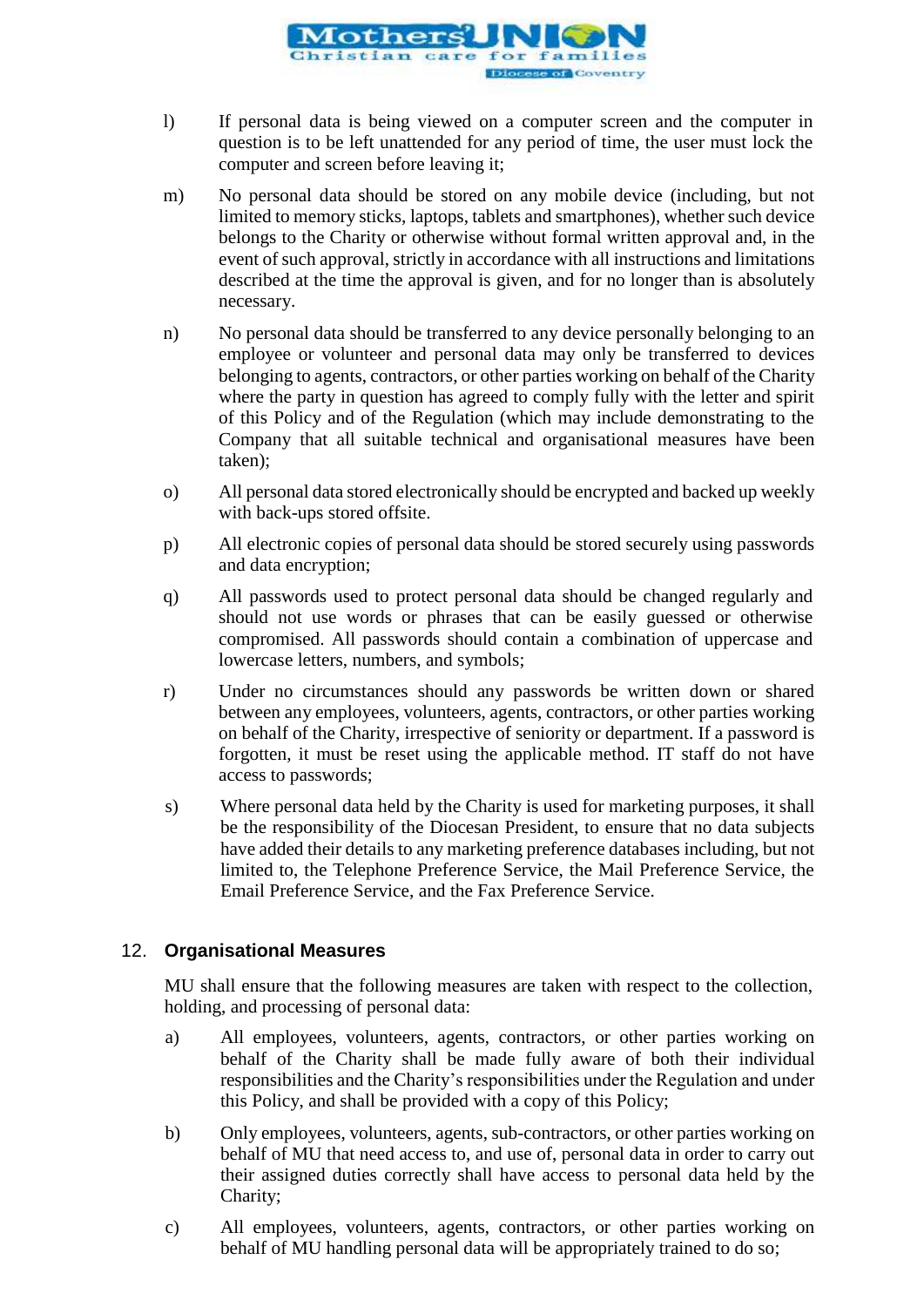l) If personal data is being viewed on a computer screen and the computer in question is to be left unattended for any period of time, the user must lock the computer and screen before leaving it;

m) No personal data should be stored on any mobile device (including, but not limited to memory sticks, laptops, tablets and smartphones), whether such device belongs to the Charity or otherwise without formal written approval and, in the event of such approval, strictly in accordance with all instructions and limitations described at the time the approval is given, and for no longer than is absolutely necessary.

n) No personal data should be transferred to any device personally belonging to an employee or volunteer and personal data may only be transferred to devices belonging to agents, contractors, or other parties working on behalf of the Charity where the party in question has agreed to comply fully with the letter and spirit of this Policy and of the Regulation (which may include demonstrating to the Company that all suitable technical and organisational measures have been taken);

o) All personal data stored electronically should be encrypted and backed up weekly with back-ups stored offsite.

p) All electronic copies of personal data should be stored securely using passwords and data encryption;

q) All passwords used to protect personal data should be changed regularly and should not use words or phrases that can be easily guessed or otherwise compromised. All passwords should contain a combination of uppercase and lowercase letters, numbers, and symbols;

r) Under no circumstances should any passwords be written down or shared between any employees, volunteers, agents, contractors, or other parties working on behalf of the Charity, irrespective of seniority or department. If a password is forgotten, it must be reset using the applicable method. IT staff do not have access to passwords;

s) Where personal data held by the Charity is used for marketing purposes, it shall be the responsibility of the Diocesan President, to ensure that no data subjects have added their details to any marketing preference databases including, but not limited to, the Telephone Preference Service, the Mail Preference Service, the Email Preference Service, and the Fax Preference Service.

## 12. Organisational Measures

MU shall ensure that the following measures are taken with respect to the collection, holding, and processing of personal data:

a) All employees, volunteers, agents, contractors, or other parties working on behalf of the Charity shall be made fully aware of both their individual responsibilities and the Charity's responsibilities under the Regulation and under this Policy, and shall be provided with a copy of this Policy;

b) Only employees, volunteers, agents, sub-contractors, or other parties working on behalf of MU that need access to, and use of, personal data in order to carry out their assigned duties correctly shall have access to personal data held by the Charity;

c) All employees, volunteers, agents, contractors, or other parties working on behalf of MU handling personal data will be appropriately trained to do so;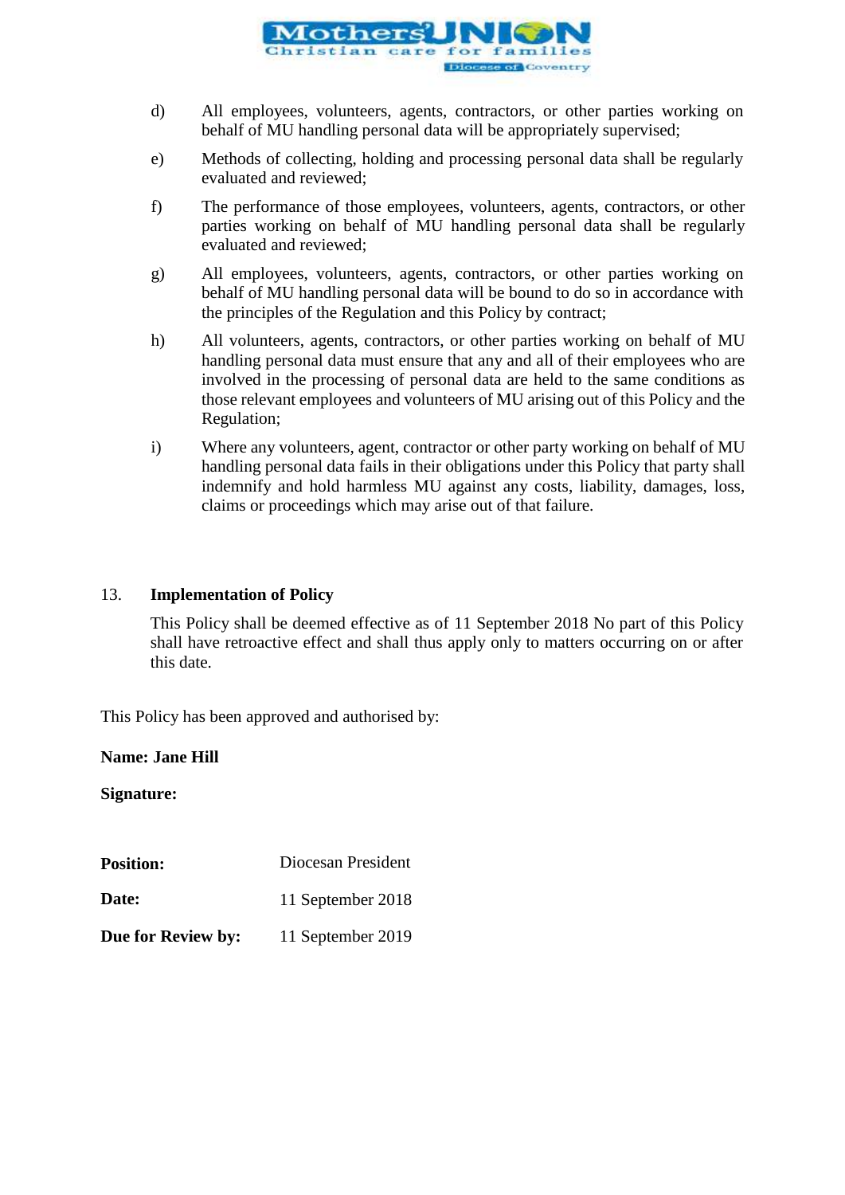d) All employees, volunteers, agents, contractors, or other parties working on behalf of MU handling personal data will be appropriately supervised;

e) Methods of collecting, holding and processing personal data shall be regularly evaluated and reviewed;

f) The performance of those employees, volunteers, agents, contractors, or other parties working on behalf of MU handling personal data shall be regularly evaluated and reviewed;

g) All employees, volunteers, agents, contractors, or other parties working on behalf of MU handling personal data will be bound to do so in accordance with the principles of the Regulation and this Policy by contract;

h) All volunteers, agents, contractors, or other parties working on behalf of MU handling personal data must ensure that any and all of their employees who are involved in the processing of personal data are held to the same conditions as those relevant employees and volunteers of MU arising out of this Policy and the Regulation;

i) Where any volunteers, agent, contractor or other party working on behalf of MU handling personal data fails in their obligations under this Policy that party shall indemnify and hold harmless MU against any costs, liability, damages, loss, claims or proceedings which may arise out of that failure.

## 13. Implementation of Policy

This Policy shall be deemed effective as of 11 September 2018 No part of this Policy shall have retroactive effect and shall thus apply only to matters occurring on or after this date.

This Policy has been approved and authorised by:

**Name: Jane Hill**

**Signature:**

**Position:** Diocesan President

**Date:** 11 September 2018

**Due for Review by:** 11 September 2019